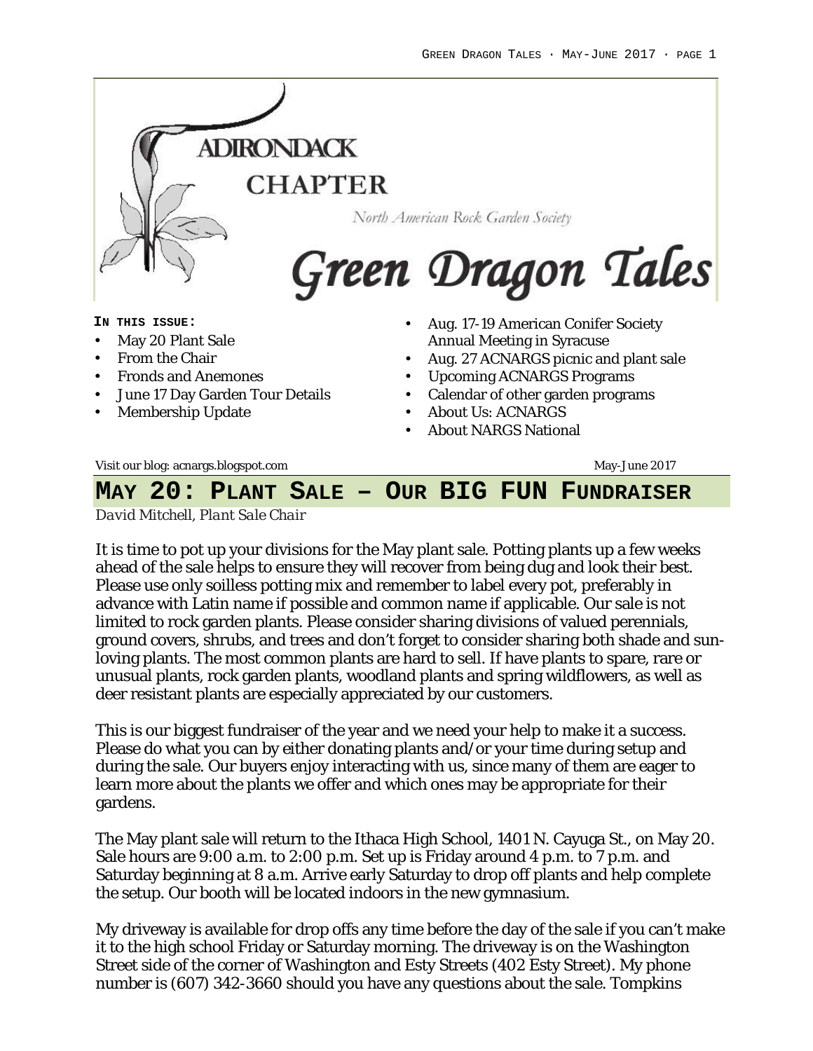# ADIRONDACK CHAPTER

North American Rock Garden Society

# Green Dragon Tales

**IN THIS ISSUE:**

- May 20 Plant Sale
- From the Chair
- Fronds and Anemones
- June 17 Day Garden Tour Details
- Membership Update
- Aug. 17-19 American Conifer Society Annual Meeting in Syracuse
- Aug. 27 ACNARGS picnic and plant sale
- Upcoming ACNARGS Programs
- Calendar of other garden programs
- About Us: ACNARGS
- About NARGS National

Visit our blog: acnargs.blogspot.com

May-June 2017

## MAY 20: PLANT SALE – OUR BIG FUN FUNDRAISER

*David Mitchell, Plant Sale Chair*

It is time to pot up your divisions for the May plant sale. Potting plants up a few weeks ahead of the sale helps to ensure they will recover from being dug and look their best. Please use only soilless potting mix and remember to label every pot, preferably in advance with Latin name if possible and common name if applicable. Our sale is not limited to rock garden plants. Please consider sharing divisions of valued perennials, ground covers, shrubs, and trees and don't forget to consider sharing both shade and sun-loving plants. The most common plants are hard to sell. If have plants to spare, rare or unusual plants, rock garden plants, woodland plants and spring wildflowers, as well as deer resistant plants are especially appreciated by our customers.

This is our biggest fundraiser of the year and we need your help to make it a success. Please do what you can by either donating plants and/or your time during setup and during the sale. Our buyers enjoy interacting with us, since many of them are eager to learn more about the plants we offer and which ones may be appropriate for their gardens.

The May plant sale will return to the Ithaca High School, 1401 N. Cayuga St., on May 20. Sale hours are 9:00 a.m. to 2:00 p.m. Set up is Friday around 4 p.m. to 7 p.m. and Saturday beginning at 8 a.m. Arrive early Saturday to drop off plants and help complete the setup. Our booth will be located indoors in the new gymnasium.

My driveway is available for drop offs any time before the day of the sale if you can't make it to the high school Friday or Saturday morning. The driveway is on the Washington Street side of the corner of Washington and Esty Streets (402 Esty Street). My phone number is (607) 342-3660 should you have any questions about the sale. Tompkins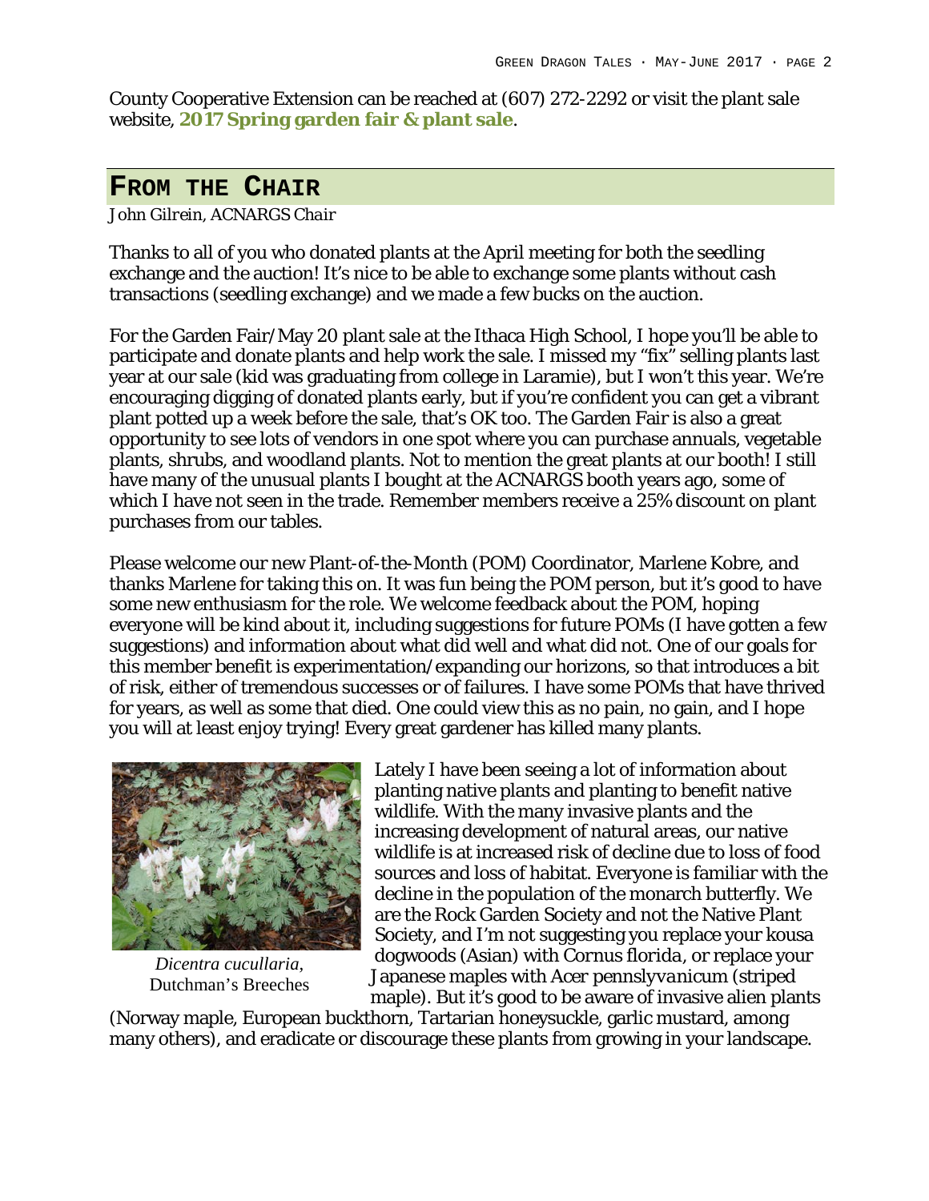County Cooperative Extension can be reached at (607) 272-2292 or visit the plant sale website, **2017 Spring garden fair & plant sale**.

## From the Chair

*John Gilrein, ACNARGS Chair*

Thanks to all of you who donated plants at the April meeting for both the seedling exchange and the auction! It's nice to be able to exchange some plants without cash transactions (seedling exchange) and we made a few bucks on the auction.

For the Garden Fair/May 20 plant sale at the Ithaca High School, I hope you'll be able to participate and donate plants and help work the sale. I missed my "fix" selling plants last year at our sale (kid was graduating from college in Laramie), but I won't this year. We're encouraging digging of donated plants early, but if you're confident you can get a vibrant plant potted up a week before the sale, that's OK too. The Garden Fair is also a great opportunity to see lots of vendors in one spot where you can purchase annuals, vegetable plants, shrubs, and woodland plants. Not to mention the great plants at our booth! I still have many of the unusual plants I bought at the ACNARGS booth years ago, some of which I have not seen in the trade. Remember members receive a 25% discount on plant purchases from our tables.

Please welcome our new Plant-of-the-Month (POM) Coordinator, Marlene Kobre, and thanks Marlene for taking this on. It was fun being the POM person, but it's good to have some new enthusiasm for the role. We welcome feedback about the POM, hoping everyone will be kind about it, including suggestions for future POMs (I have gotten a few suggestions) and information about what did well and what did not. One of our goals for this member benefit is experimentation/expanding our horizons, so that introduces a bit of risk, either of tremendous successes or of failures. I have some POMs that have thrived for years, as well as some that died. One could view this as no pain, no gain, and I hope you will at least enjoy trying! Every great gardener has killed many plants.

*Dicentra cucullaria*, Dutchman's Breeches

Lately I have been seeing a lot of information about planting native plants and planting to benefit native wildlife. With the many invasive plants and the increasing development of natural areas, our native wildlife is at increased risk of decline due to loss of food sources and loss of habitat. Everyone is familiar with the decline in the population of the monarch butterfly. We are the Rock Garden Society and not the Native Plant Society, and I'm not suggesting you replace your kousa dogwoods (Asian) with *Cornus florida*, or replace your Japanese maples with *Acer pennslyvanicum* (striped maple). But it's good to be aware of invasive alien plants (Norway maple, European buckthorn, Tartarian honeysuckle, garlic mustard, among many others), and eradicate or discourage these plants from growing in your landscape.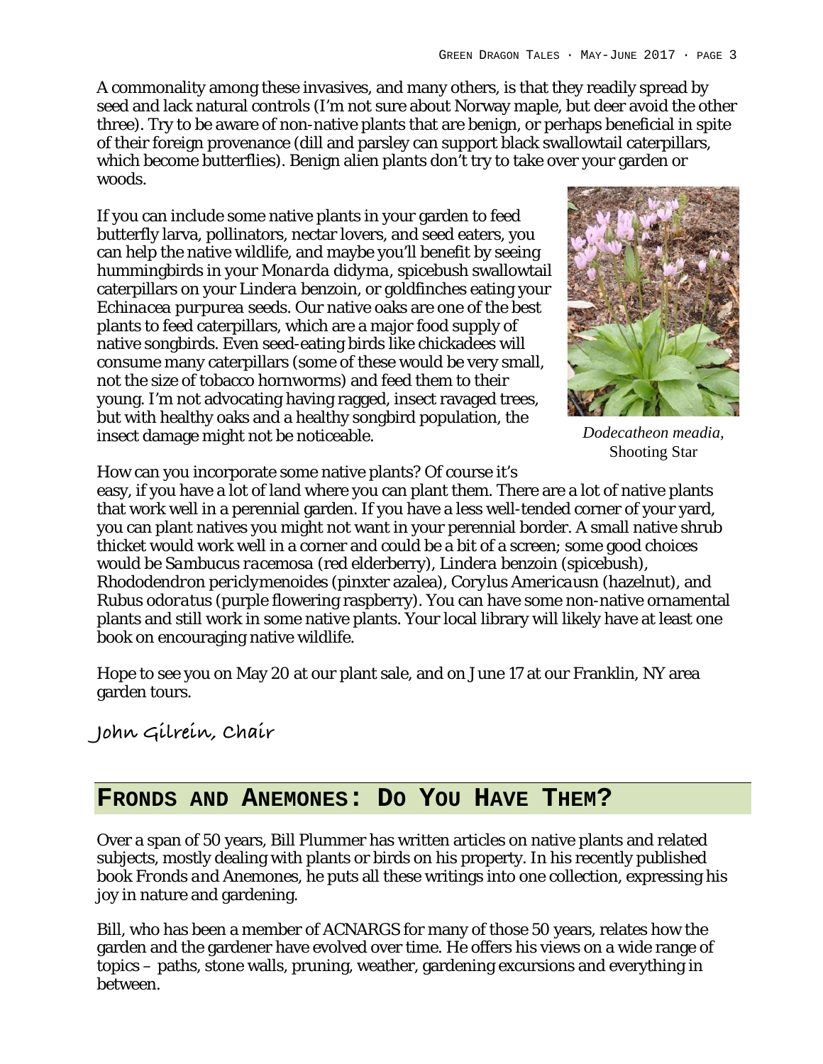A commonality among these invasives, and many others, is that they readily spread by seed and lack natural controls (I'm not sure about Norway maple, but deer avoid the other three). Try to be aware of non-native plants that are benign, or perhaps beneficial in spite of their foreign provenance (dill and parsley can support black swallowtail caterpillars, which become butterflies). Benign alien plants don't try to take over your garden or woods.

If you can include some native plants in your garden to feed butterfly larva, pollinators, nectar lovers, and seed eaters, you can help the native wildlife, and maybe you'll benefit by seeing hummingbirds in your *Monarda didyma*, spicebush swallowtail caterpillars on your *Lindera benzoin*, or goldfinches eating your *Echinacea purpurea* seeds. Our native oaks are one of the best plants to feed caterpillars, which are a major food supply of native songbirds. Even seed-eating birds like chickadees will consume many caterpillars (some of these would be very small, not the size of tobacco hornworms) and feed them to their young. I'm not advocating having ragged, insect ravaged trees, but with healthy oaks and a healthy songbird population, the insect damage might not be noticeable.

*Dodecatheon meadia*, Shooting Star

How can you incorporate some native plants? Of course it's easy, if you have a lot of land where you can plant them. There are a lot of native plants that work well in a perennial garden. If you have a less well-tended corner of your yard, you can plant natives you might not want in your perennial border. A small native shrub thicket would work well in a corner and could be a bit of a screen; some good choices would be *Sambucus racemosa* (red elderberry), *Lindera benzoin* (spicebush), *Rhododendron periclymenoides* (pinxter azalea), *Corylus Americausn* (hazelnut), and *Rubus odoratus* (purple flowering raspberry). You can have some non-native ornamental plants and still work in some native plants. Your local library will likely have at least one book on encouraging native wildlife.

Hope to see you on May 20 at our plant sale, and on June 17 at our Franklin, NY area garden tours.

John Gilrein, Chair

## Fronds and Anemones: Do You Have Them?

Over a span of 50 years, Bill Plummer has written articles on native plants and related subjects, mostly dealing with plants or birds on his property. In his recently published book *Fronds and Anemones*, he puts all these writings into one collection, expressing his joy in nature and gardening.

Bill, who has been a member of ACNARGS for many of those 50 years, relates how the garden and the gardener have evolved over time. He offers his views on a wide range of topics – paths, stone walls, pruning, weather, gardening excursions and everything in between.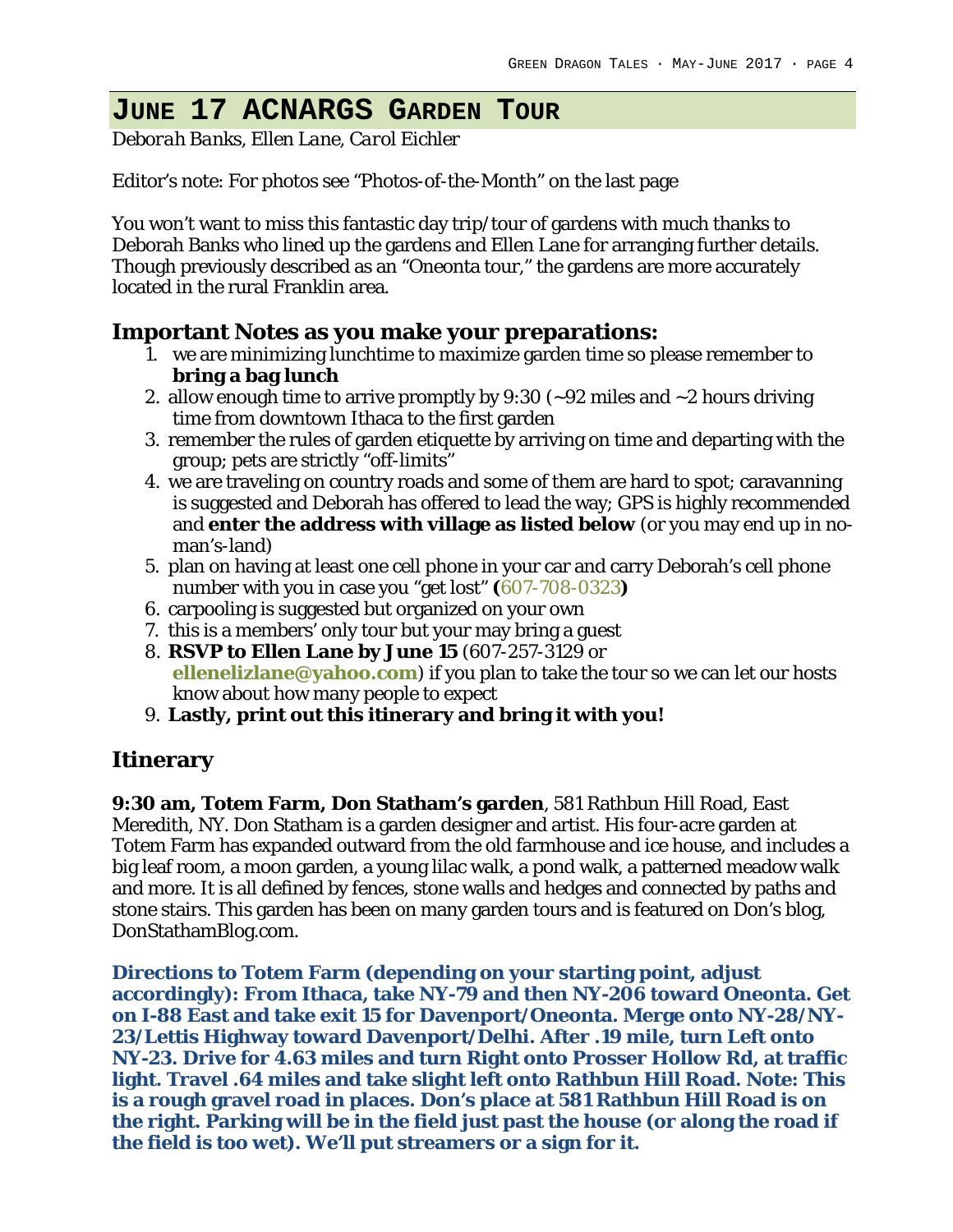# June 17 ACNARGS Garden Tour

*Deborah Banks, Ellen Lane, Carol Eichler*

Editor's note: For photos see "Photos-of-the-Month" on the last page

You won't want to miss this fantastic day trip/tour of gardens with much thanks to Deborah Banks who lined up the gardens and Ellen Lane for arranging further details. Though previously described as an "Oneonta tour," the gardens are more accurately located in the rural Franklin area.

## Important Notes as you make your preparations:

1. we are minimizing lunchtime to maximize garden time so please remember to **bring a bag lunch**
2. allow enough time to arrive promptly by 9:30 (~92 miles and ~2 hours driving time from downtown Ithaca to the first garden
3. remember the rules of garden etiquette by arriving on time and departing with the group; pets are strictly "off-limits"
4. we are traveling on country roads and some of them are hard to spot; caravanning is suggested and Deborah has offered to lead the way; GPS is highly recommended and **enter the address with village as listed below** (or you may end up in no-man's-land)
5. plan on having at least one cell phone in your car and carry Deborah's cell phone number with you in case you "get lost" **(**607-708-0323**)**
6. carpooling is suggested but organized on your own
7. this is a members' only tour but your may bring a guest
8. **RSVP to Ellen Lane by June 15** (607-257-3129 or **ellenelizlane@yahoo.com**) if you plan to take the tour so we can let our hosts know about how many people to expect
9. **Lastly, print out this itinerary and bring it with you!**

## Itinerary

**9:30 am, Totem Farm, Don Statham's garden**, 581 Rathbun Hill Road, East Meredith, NY. Don Statham is a garden designer and artist. His four-acre garden at Totem Farm has expanded outward from the old farmhouse and ice house, and includes a big leaf room, a moon garden, a young lilac walk, a pond walk, a patterned meadow walk and more. It is all defined by fences, stone walls and hedges and connected by paths and stone stairs. This garden has been on many garden tours and is featured on Don's blog, DonStathamBlog.com.

**Directions to Totem Farm (depending on your starting point, adjust accordingly): From Ithaca, take NY-79 and then NY-206 toward Oneonta. Get on I-88 East and take exit 15 for Davenport/Oneonta. Merge onto NY-28/NY-23/Lettis Highway toward Davenport/Delhi. After .19 mile, turn Left onto NY-23. Drive for 4.63 miles and turn Right onto Prosser Hollow Rd, at traffic light. Travel .64 miles and take slight left onto Rathbun Hill Road. Note: This is a rough gravel road in places. Don's place at 581 Rathbun Hill Road is on the right. Parking will be in the field just past the house (or along the road if the field is too wet). We'll put streamers or a sign for it.**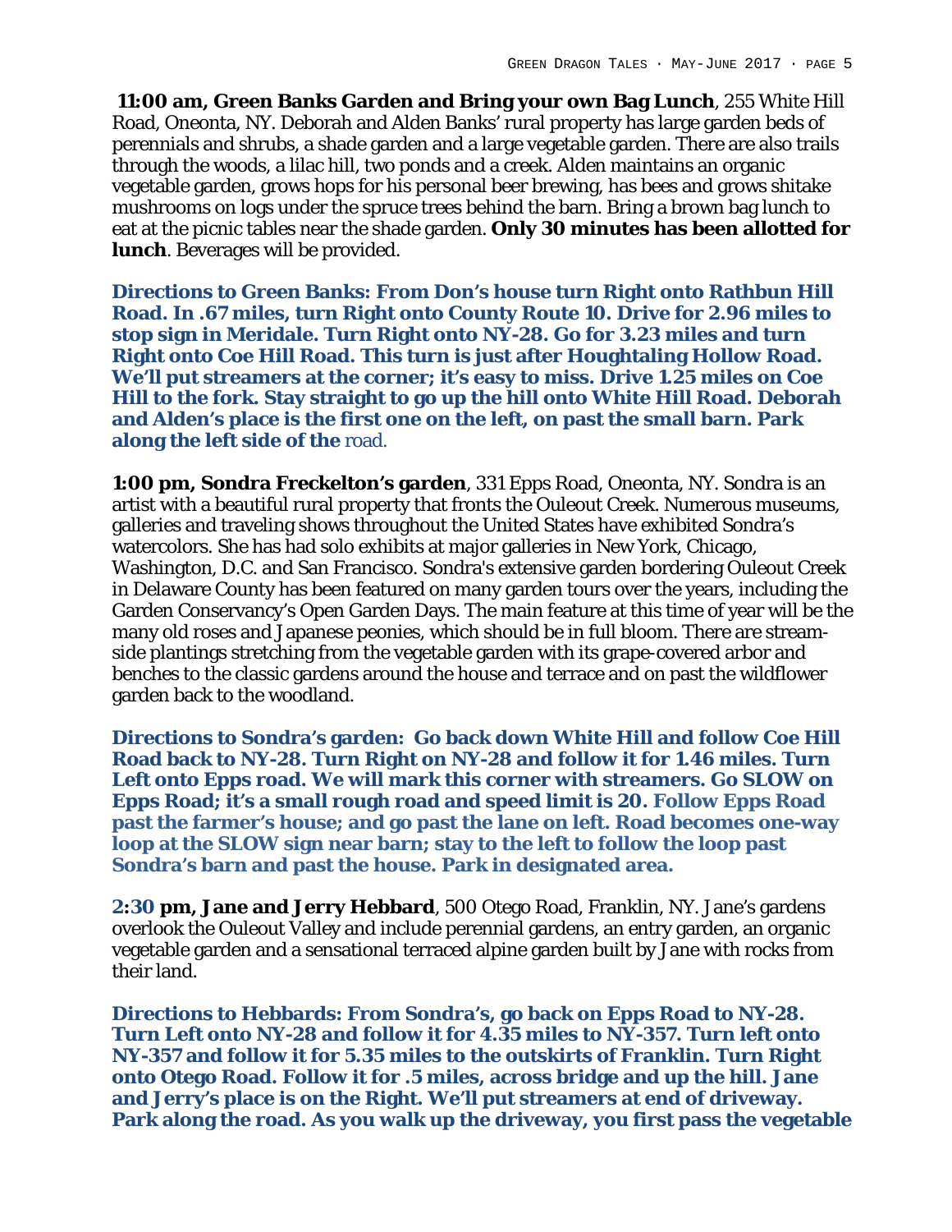**11:00 am, Green Banks Garden and Bring your own Bag Lunch**, 255 White Hill Road, Oneonta, NY. Deborah and Alden Banks' rural property has large garden beds of perennials and shrubs, a shade garden and a large vegetable garden. There are also trails through the woods, a lilac hill, two ponds and a creek. Alden maintains an organic vegetable garden, grows hops for his personal beer brewing, has bees and grows shitake mushrooms on logs under the spruce trees behind the barn. Bring a brown bag lunch to eat at the picnic tables near the shade garden. **Only 30 minutes has been allotted for lunch**. Beverages will be provided.

**Directions to Green Banks: From Don's house turn Right onto Rathbun Hill Road. In .67 miles, turn Right onto County Route 10. Drive for 2.96 miles to stop sign in Meridale. Turn Right onto NY-28. Go for 3.23 miles and turn Right onto Coe Hill Road. This turn is just after Houghtaling Hollow Road. We'll put streamers at the corner; it's easy to miss. Drive 1.25 miles on Coe Hill to the fork. Stay straight to go up the hill onto White Hill Road. Deborah and Alden's place is the first one on the left, on past the small barn. Park along the left side of the** road.

**1:00 pm, Sondra Freckelton's garden**, 331 Epps Road, Oneonta, NY. Sondra is an artist with a beautiful rural property that fronts the Ouleout Creek. Numerous museums, galleries and traveling shows throughout the United States have exhibited Sondra's watercolors. She has had solo exhibits at major galleries in New York, Chicago, Washington, D.C. and San Francisco. Sondra's extensive garden bordering Ouleout Creek in Delaware County has been featured on many garden tours over the years, including the Garden Conservancy's Open Garden Days. The main feature at this time of year will be the many old roses and Japanese peonies, which should be in full bloom. There are stream-side plantings stretching from the vegetable garden with its grape-covered arbor and benches to the classic gardens around the house and terrace and on past the wildflower garden back to the woodland.

**Directions to Sondra's garden: Go back down White Hill and follow Coe Hill Road back to NY-28. Turn Right on NY-28 and follow it for 1.46 miles. Turn Left onto Epps road. We will mark this corner with streamers. Go SLOW on Epps Road; it's a small rough road and speed limit is 20. Follow Epps Road past the farmer's house; and go past the lane on left. Road becomes one-way loop at the SLOW sign near barn; stay to the left to follow the loop past Sondra's barn and past the house. Park in designated area.**

**2:30 pm, Jane and Jerry Hebbard**, 500 Otego Road, Franklin, NY. Jane's gardens overlook the Ouleout Valley and include perennial gardens, an entry garden, an organic vegetable garden and a sensational terraced alpine garden built by Jane with rocks from their land.

**Directions to Hebbards: From Sondra's, go back on Epps Road to NY-28. Turn Left onto NY-28 and follow it for 4.35 miles to NY-357. Turn left onto NY-357 and follow it for 5.35 miles to the outskirts of Franklin. Turn Right onto Otego Road. Follow it for .5 miles, across bridge and up the hill. Jane and Jerry's place is on the Right. We'll put streamers at end of driveway. Park along the road. As you walk up the driveway, you first pass the vegetable**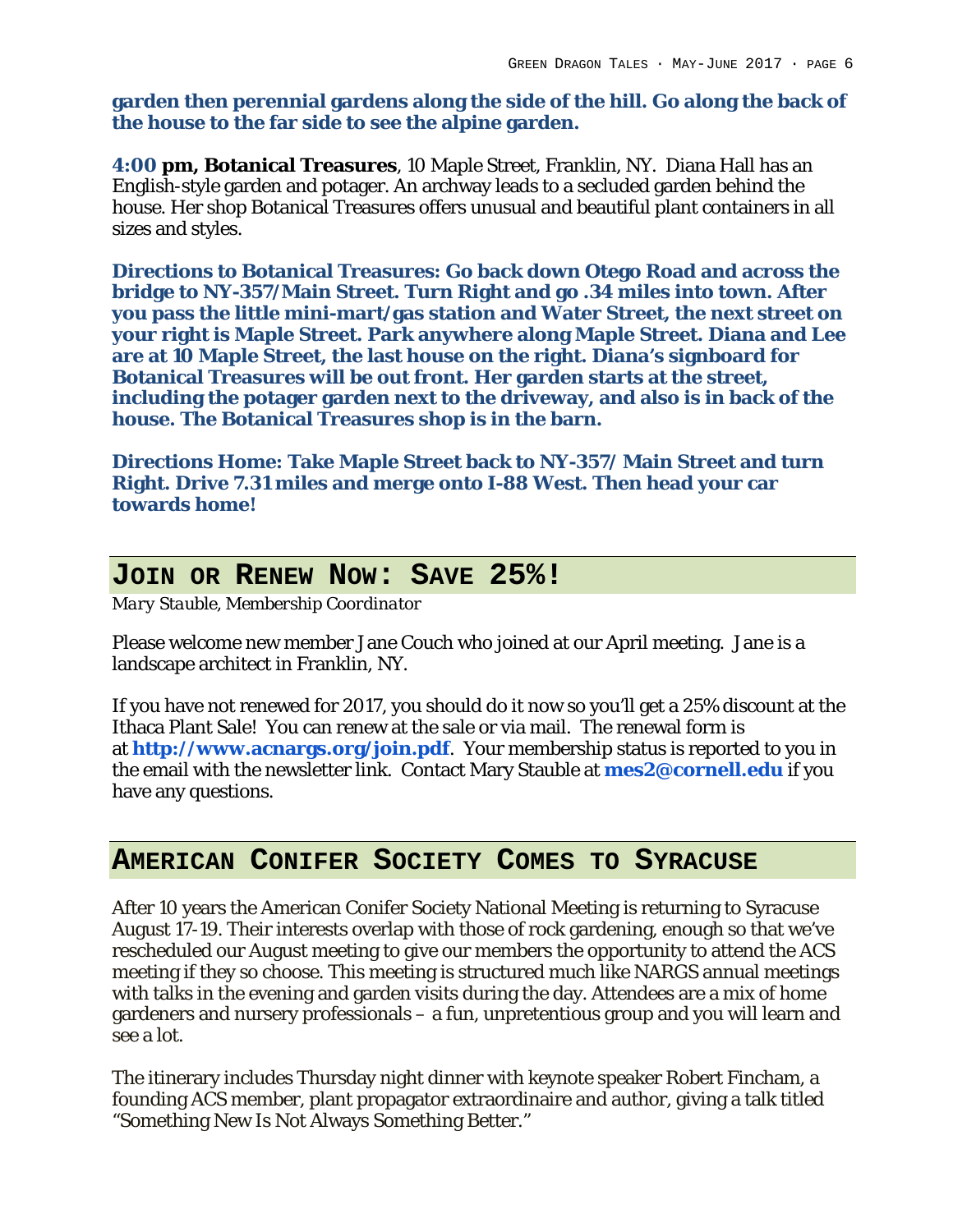**garden then perennial gardens along the side of the hill. Go along the back of the house to the far side to see the alpine garden.**

**4:00 pm, Botanical Treasures**, 10 Maple Street, Franklin, NY. Diana Hall has an English-style garden and potager. An archway leads to a secluded garden behind the house. Her shop Botanical Treasures offers unusual and beautiful plant containers in all sizes and styles.

**Directions to Botanical Treasures: Go back down Otego Road and across the bridge to NY-357/Main Street. Turn Right and go .34 miles into town. After you pass the little mini-mart/gas station and Water Street, the next street on your right is Maple Street. Park anywhere along Maple Street. Diana and Lee are at 10 Maple Street, the last house on the right. Diana's signboard for Botanical Treasures will be out front. Her garden starts at the street, including the potager garden next to the driveway, and also is in back of the house. The Botanical Treasures shop is in the barn.**

**Directions Home: Take Maple Street back to NY-357/ Main Street and turn Right. Drive 7.31 miles and merge onto I-88 West. Then head your car towards home!**

## Join or Renew Now: Save 25%!

*Mary Stauble, Membership Coordinator*

Please welcome new member Jane Couch who joined at our April meeting. Jane is a landscape architect in Franklin, NY.

If you have not renewed for 2017, you should do it now so you'll get a 25% discount at the Ithaca Plant Sale! You can renew at the sale or via mail. The renewal form is at **http://www.acnargs.org/join.pdf**. Your membership status is reported to you in the email with the newsletter link. Contact Mary Stauble at **mes2@cornell.edu** if you have any questions.

## American Conifer Society Comes to Syracuse

After 10 years the American Conifer Society National Meeting is returning to Syracuse August 17-19. Their interests overlap with those of rock gardening, enough so that we've rescheduled our August meeting to give our members the opportunity to attend the ACS meeting if they so choose. This meeting is structured much like NARGS annual meetings with talks in the evening and garden visits during the day. Attendees are a mix of home gardeners and nursery professionals – a fun, unpretentious group and you will learn and see a lot.

The itinerary includes Thursday night dinner with keynote speaker Robert Fincham, a founding ACS member, plant propagator extraordinaire and author, giving a talk titled "Something New Is Not Always Something Better."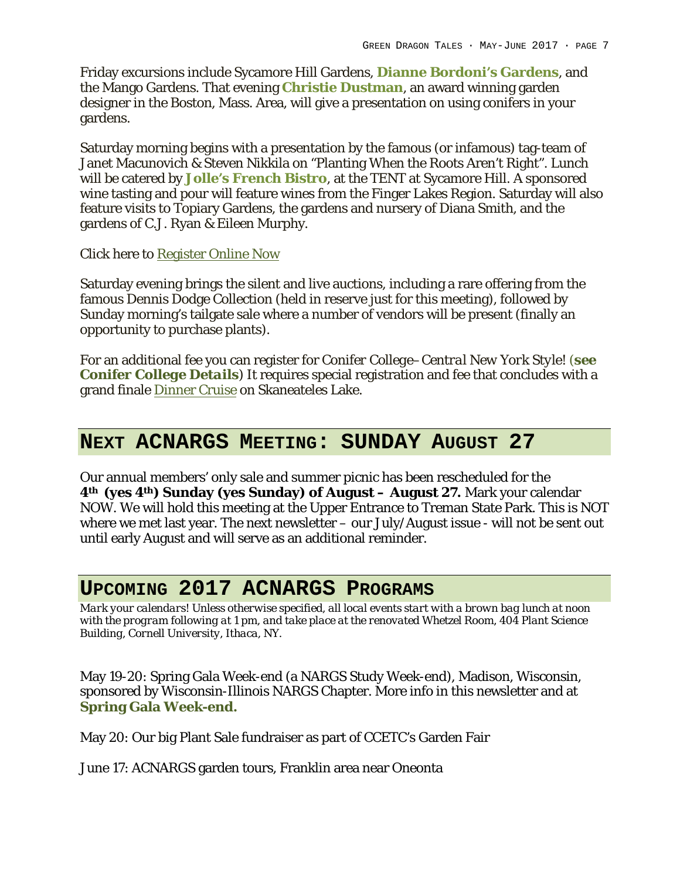Friday excursions include Sycamore Hill Gardens, **Dianne Bordoni's Gardens**, and the Mango Gardens. That evening **Christie Dustman**, an award winning garden designer in the Boston, Mass. Area, will give a presentation on using conifers in your gardens.

Saturday morning begins with a presentation by the famous (or infamous) tag-team of Janet Macunovich & Steven Nikkila on "Planting When the Roots Aren't Right". Lunch will be catered by **Jolle's French Bistro**, at the TENT at Sycamore Hill. A sponsored wine tasting and pour will feature wines from the Finger Lakes Region. Saturday will also feature visits to Topiary Gardens, the gardens and nursery of Diana Smith, and the gardens of C.J. Ryan & Eileen Murphy.

Click here to Register Online Now

Saturday evening brings the silent and live auctions, including a rare offering from the famous Dennis Dodge Collection (held in reserve just for this meeting), followed by Sunday morning's tailgate sale where a number of vendors will be present (finally an opportunity to purchase plants).

For an additional fee you can register for Conifer College–*Central New York Style!* (**see Conifer College Details**) It requires special registration and fee that concludes with a grand finale Dinner Cruise on Skaneateles Lake.

## Next ACNARGS Meeting: SUNDAY August 27

Our annual members' only sale and summer picnic has been rescheduled for the **4th (yes 4th) Sunday (yes Sunday) of August – August 27.** Mark your calendar NOW. We will hold this meeting at the Upper Entrance to Treman State Park. This is NOT where we met last year. The next newsletter – our July/August issue - will not be sent out until early August and will serve as an additional reminder.

## Upcoming 2017 ACNARGS Programs

*Mark your calendars! Unless otherwise specified, all local events start with a brown bag lunch at noon with the program following at 1 pm, and take place at the renovated Whetzel Room, 404 Plant Science Building, Cornell University, Ithaca, NY.*

May 19-20: Spring Gala Week-end (a NARGS Study Week-end), Madison, Wisconsin, sponsored by Wisconsin-Illinois NARGS Chapter. More info in this newsletter and at **Spring Gala Week-end.**

May 20: Our big Plant Sale fundraiser as part of CCETC's Garden Fair

June 17: ACNARGS garden tours, Franklin area near Oneonta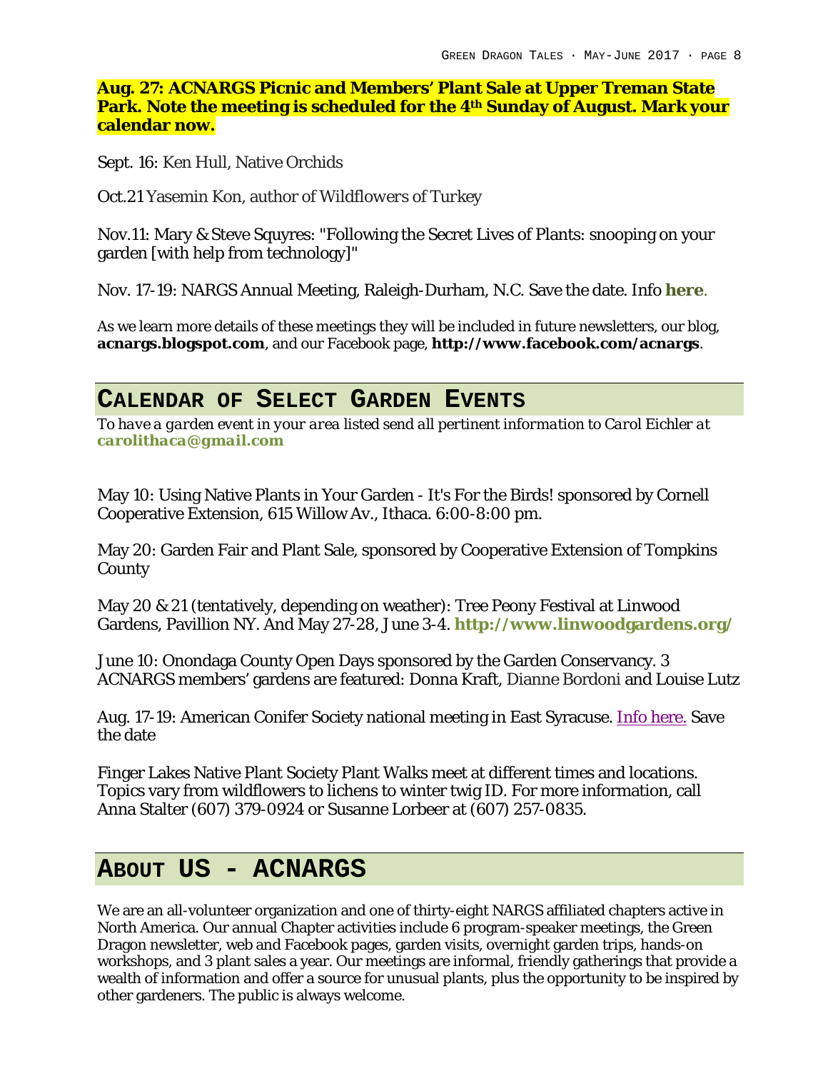**Aug. 27: ACNARGS Picnic and Members' Plant Sale at Upper Treman State Park. Note the meeting is scheduled for the 4th Sunday of August. Mark your calendar now.**

Sept. 16: Ken Hull, Native Orchids

Oct.21 Yasemin Kon, author of Wildflowers of Turkey

Nov.11: Mary & Steve Squyres: "Following the Secret Lives of Plants: snooping on your garden [with help from technology]"

Nov. 17-19: NARGS Annual Meeting, Raleigh-Durham, N.C. Save the date. Info **here**.

As we learn more details of these meetings they will be included in future newsletters, our blog, **acnargs.blogspot.com**, and our Facebook page, **http://www.facebook.com/acnargs**.

## CALENDAR OF SELECT GARDEN EVENTS

*To have a garden event in your area listed send all pertinent information to Carol Eichler at* **carolithaca@gmail.com**

May 10: Using Native Plants in Your Garden - It's For the Birds! sponsored by Cornell Cooperative Extension, 615 Willow Av., Ithaca. 6:00-8:00 pm.

May 20: Garden Fair and Plant Sale, sponsored by Cooperative Extension of Tompkins County

May 20 & 21 (tentatively, depending on weather): Tree Peony Festival at Linwood Gardens, Pavillion NY. And May 27-28, June 3-4. **http://www.linwoodgardens.org/**

June 10: Onondaga County Open Days sponsored by the Garden Conservancy. 3 ACNARGS members' gardens are featured: Donna Kraft, Dianne Bordoni and Louise Lutz

Aug. 17-19: American Conifer Society national meeting in East Syracuse. Info here. Save the date

Finger Lakes Native Plant Society Plant Walks meet at different times and locations. Topics vary from wildflowers to lichens to winter twig ID. For more information, call Anna Stalter (607) 379-0924 or Susanne Lorbeer at (607) 257-0835.

## ABOUT US - ACNARGS

We are an all-volunteer organization and one of thirty-eight NARGS affiliated chapters active in North America. Our annual Chapter activities include 6 program-speaker meetings, the Green Dragon newsletter, web and Facebook pages, garden visits, overnight garden trips, hands-on workshops, and 3 plant sales a year. Our meetings are informal, friendly gatherings that provide a wealth of information and offer a source for unusual plants, plus the opportunity to be inspired by other gardeners. The public is always welcome.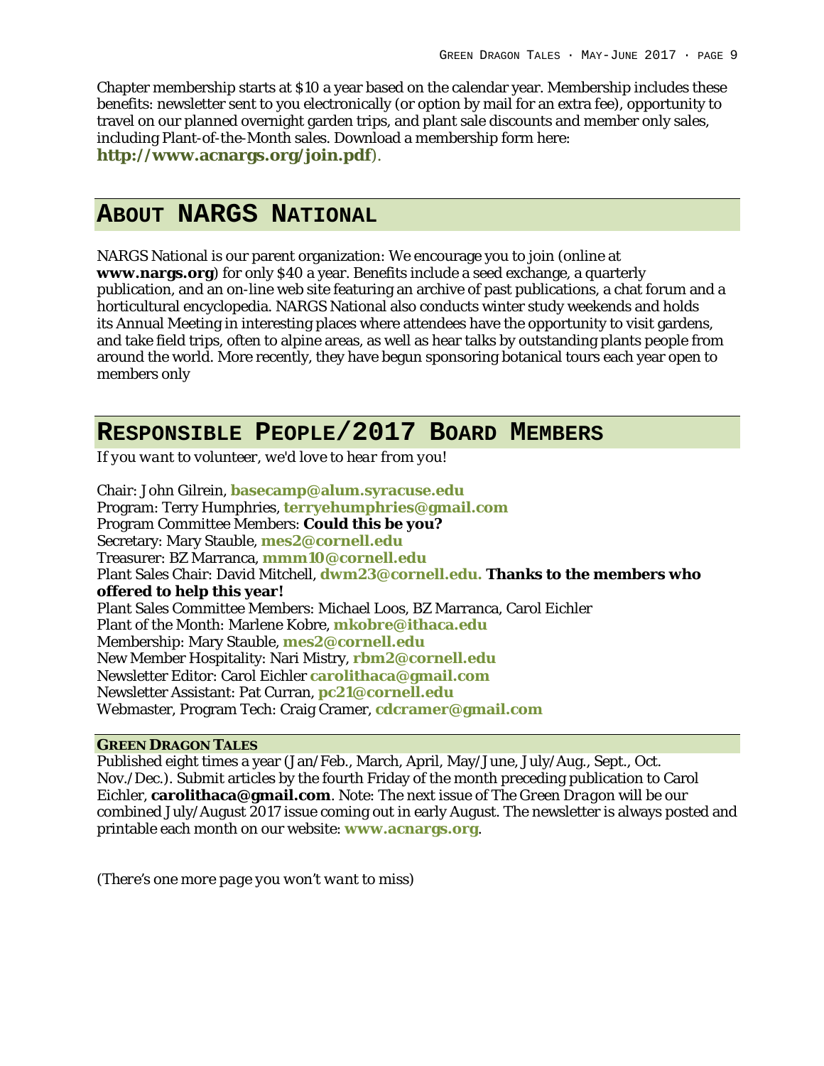Chapter membership starts at $10 a year based on the calendar year. Membership includes these benefits: newsletter sent to you electronically (or option by mail for an extra fee), opportunity to travel on our planned overnight garden trips, and plant sale discounts and member only sales, including Plant-of-the-Month sales. Download a membership form here: **http://www.acnargs.org/join.pdf**).

## About NARGS National

NARGS National is our parent organization: We encourage you to join (online at **www.nargs.org**) for only $40 a year. Benefits include a seed exchange, a quarterly publication, and an on-line web site featuring an archive of past publications, a chat forum and a horticultural encyclopedia. NARGS National also conducts winter study weekends and holds its Annual Meeting in interesting places where attendees have the opportunity to visit gardens, and take field trips, often to alpine areas, as well as hear talks by outstanding plants people from around the world. More recently, they have begun sponsoring botanical tours each year open to members only

## Responsible People/2017 Board Members

*If you want to volunteer, we'd love to hear from you!*

Chair: John Gilrein, **basecamp@alum.syracuse.edu**
Program: Terry Humphries, **terryehumphries@gmail.com**
Program Committee Members: **Could this be you?**
Secretary: Mary Stauble, **mes2@cornell.edu**
Treasurer: BZ Marranca, **mmm10@cornell.edu**
Plant Sales Chair: David Mitchell, **dwm23@cornell.edu. Thanks to the members who offered to help this year!**
Plant Sales Committee Members: Michael Loos, BZ Marranca, Carol Eichler
Plant of the Month: Marlene Kobre, **mkobre@ithaca.edu**
Membership: Mary Stauble, **mes2@cornell.edu**
New Member Hospitality: Nari Mistry, **rbm2@cornell.edu**
Newsletter Editor: Carol Eichler **carolithaca@gmail.com**
Newsletter Assistant: Pat Curran, **pc21@cornell.edu**
Webmaster, Program Tech: Craig Cramer, **cdcramer@gmail.com**

### Green Dragon Tales

Published eight times a year (Jan/Feb., March, April, May/June, July/Aug., Sept., Oct. Nov./Dec.). Submit articles by the fourth Friday of the month preceding publication to Carol Eichler, **carolithaca@gmail.com**. Note: The next issue of *The Green Dragon* will be our combined July/August 2017 issue coming out in early August. The newsletter is always posted and printable each month on our website: **www.acnargs.org**.

*(There's one more page you won't want to miss)*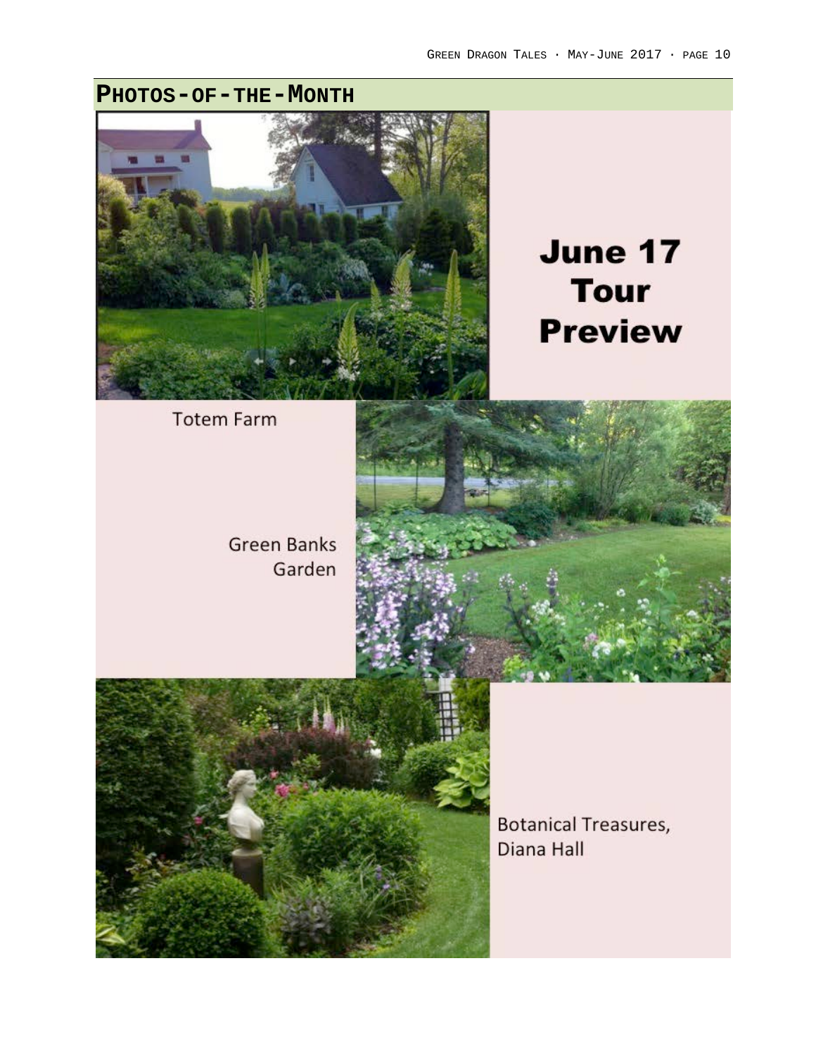## Photos-of-the-Month

# June 17 Tour Preview

Totem Farm

Green Banks Garden

Botanical Treasures, Diana Hall